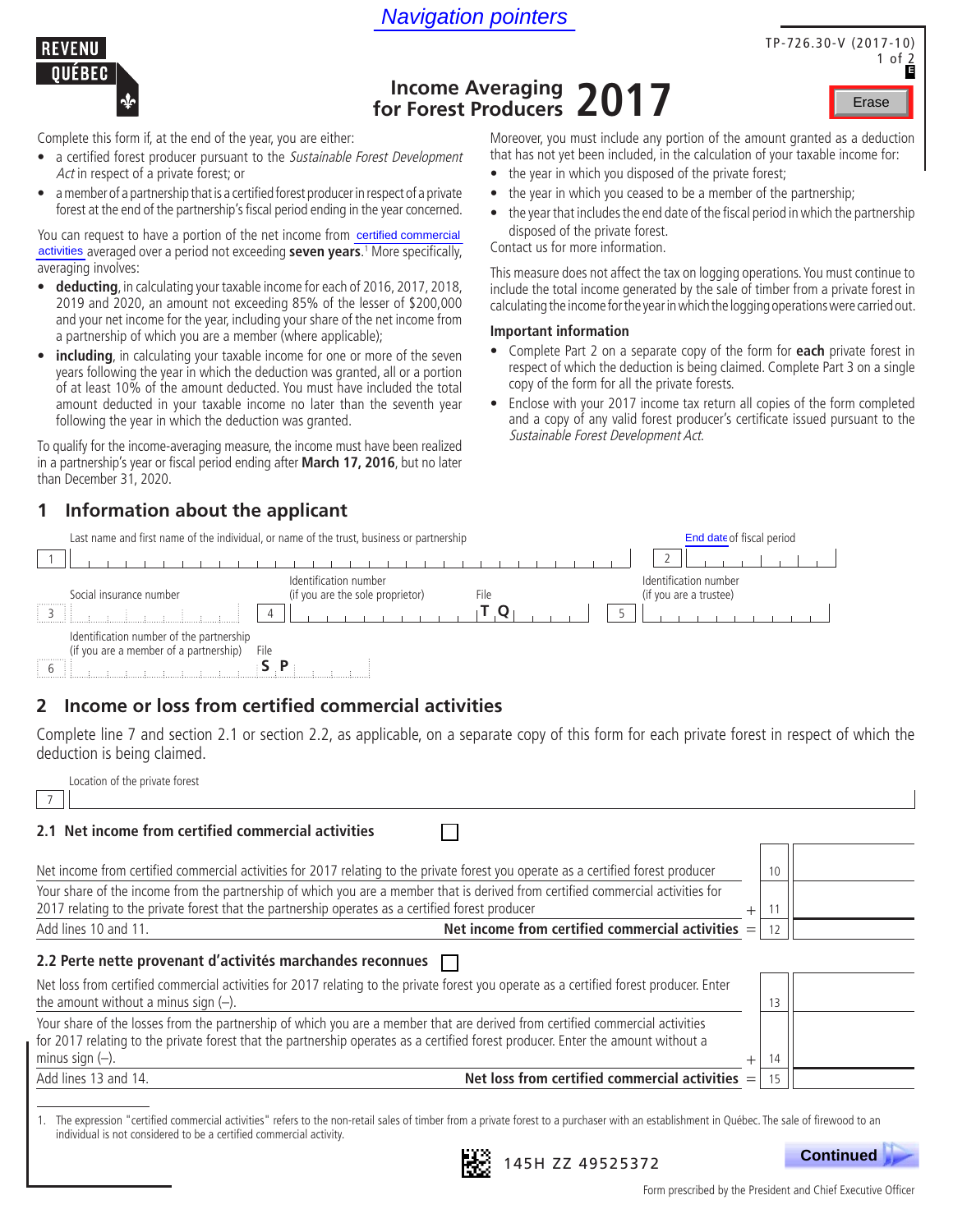Navigation pointers

REVENU QUÉBEC

TP-726.30-V (2017-10)

# Income Averaging for Forest Producers 2017

Erase

Complete this form if, at the end of the year, you are either:

- a certified forest producer pursuant to the *Sustainable Forest Development Act* in respect of a private forest; or
- a member of a partnership that is a certified forest producer in respect of a private forest at the end of the partnership's fiscal period ending in the year concerned.

You can request to have a portion of the net income from certified commercial activities averaged over a period not exceeding **seven years**.[1] More specifically, averaging involves:

- **deducting**, in calculating your taxable income for each of 2016, 2017, 2018, 2019 and 2020, an amount not exceeding 85% of the lesser of $200,000 and your net income for the year, including your share of the net income from a partnership of which you are a member (where applicable);
- **including**, in calculating your taxable income for one or more of the seven years following the year in which the deduction was granted, all or a portion of at least 10% of the amount deducted. You must have included the total amount deducted in your taxable income no later than the seventh year following the year in which the deduction was granted.

To qualify for the income-averaging measure, the income must have been realized in a partnership's year or fiscal period ending after **March 17, 2016**, but no later than December 31, 2020.

Moreover, you must include any portion of the amount granted as a deduction that has not yet been included, in the calculation of your taxable income for:

- the year in which you disposed of the private forest;
- the year in which you ceased to be a member of the partnership;
- the year that includes the end date of the fiscal period in which the partnership disposed of the private forest.

Contact us for more information.

This measure does not affect the tax on logging operations. You must continue to include the total income generated by the sale of timber from a private forest in calculating the income for the year in which the logging operations were carried out.

**Important information**

- Complete Part 2 on a separate copy of the form for **each** private forest in respect of which the deduction is being claimed. Complete Part 3 on a single copy of the form for all the private forests.
- Enclose with your 2017 income tax return all copies of the form completed and a copy of any valid forest producer's certificate issued pursuant to the *Sustainable Forest Development Act*.

## 1 Information about the applicant

1 Last name and first name of the individual, or name of the trust, business or partnership

2 End date of fiscal period

3 Social insurance number

4 Identification number (if you are the sole proprietor) File T Q

5 Identification number (if you are a trustee)

6 Identification number of the partnership (if you are a member of a partnership) File S P

## 2 Income or loss from certified commercial activities

Complete line 7 and section 2.1 or section 2.2, as applicable, on a separate copy of this form for each private forest in respect of which the deduction is being claimed.

7 Location of the private forest

### 2.1 Net income from certified commercial activities ☐

| | | Line | Amount |
|---|---|---|---|
| Net income from certified commercial activities for 2017 relating to the private forest you operate as a certified forest producer | | 10 | |
| Your share of the income from the partnership of which you are a member that is derived from certified commercial activities for 2017 relating to the private forest that the partnership operates as a certified forest producer | + | 11 | |
| Add lines 10 and 11. **Net income from certified commercial activities** | = | 12 | |

### 2.2 Perte nette provenant d'activités marchandes reconnues ☐

| | | Line | Amount |
|---|---|---|---|
| Net loss from certified commercial activities for 2017 relating to the private forest you operate as a certified forest producer. Enter the amount without a minus sign (–). | | 13 | |
| Your share of the losses from the partnership of which you are a member that are derived from certified commercial activities for 2017 relating to the private forest that the partnership operates as a certified forest producer. Enter the amount without a minus sign (–). | + | 14 | |
| Add lines 13 and 14. **Net loss from certified commercial activities** | = | 15 | |

1. The expression "certified commercial activities" refers to the non-retail sales of timber from a private forest to a purchaser with an establishment in Québec. The sale of firewood to an individual is not considered to be a certified commercial activity.

145H ZZ 49525372

Continued

Form prescribed by the President and Chief Executive Officer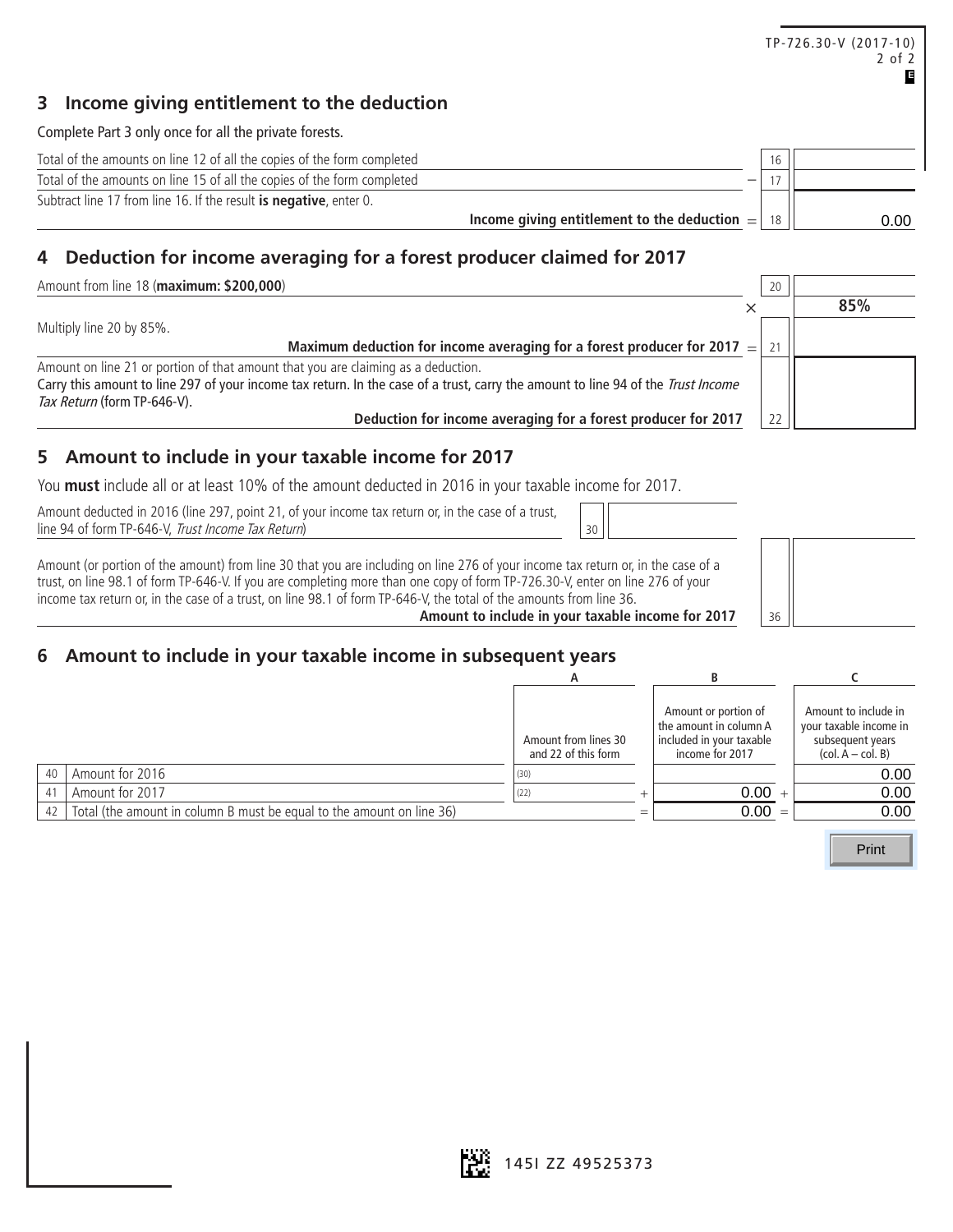## 3 Income giving entitlement to the deduction

Complete Part 3 only once for all the private forests.

| | | | |
|---|---|---|---|
| Total of the amounts on line 12 of all the copies of the form completed | | 16 | |
| Total of the amounts on line 15 of all the copies of the form completed | – | 17 | |
| Subtract line 17 from line 16. If the result **is negative**, enter 0. **Income giving entitlement to the deduction** | = | 18 | 0.00 |

## 4 Deduction for income averaging for a forest producer claimed for 2017

| | | | |
|---|---|---|---|
| Amount from line 18 (**maximum: $200,000**) | | 20 | |
| | × | | **85%** |
| Multiply line 20 by 85%. **Maximum deduction for income averaging for a forest producer for 2017** | = | 21 | |
| Amount on line 21 or portion of that amount that you are claiming as a deduction. Carry this amount to line 297 of your income tax return. In the case of a trust, carry the amount to line 94 of the *Trust Income Tax Return* (form TP-646-V). **Deduction for income averaging for a forest producer for 2017** | | 22 | |

## 5 Amount to include in your taxable income for 2017

You **must** include all or at least 10% of the amount deducted in 2016 in your taxable income for 2017.

| | | | | |
|---|---|---|---|---|
| Amount deducted in 2016 (line 297, point 21, of your income tax return or, in the case of a trust, line 94 of form TP-646-V, *Trust Income Tax Return*) | 30 | | | |
| Amount (or portion of the amount) from line 30 that you are including on line 276 of your income tax return or, in the case of a trust, on line 98.1 of form TP-646-V. If you are completing more than one copy of form TP-726.30-V, enter on line 276 of your income tax return or, in the case of a trust, on line 98.1 of form TP-646-V, the total of the amounts from line 36. **Amount to include in your taxable income for 2017** | | | 36 | |

## 6 Amount to include in your taxable income in subsequent years

| | | A | | B | | C |
|---|---|---|---|---|---|---|
| | | Amount from lines 30 and 22 of this form | | Amount or portion of the amount in column A included in your taxable income for 2017 | | Amount to include in your taxable income in subsequent years (col. A – col. B) |
| 40 | Amount for 2016 | (30) | | | | 0.00 |
| 41 | Amount for 2017 | (22) | + | 0.00 | + | 0.00 |
| 42 | Total (the amount in column B must be equal to the amount on line 36) | | = | 0.00 | = | 0.00 |

Print

145I ZZ 49525373